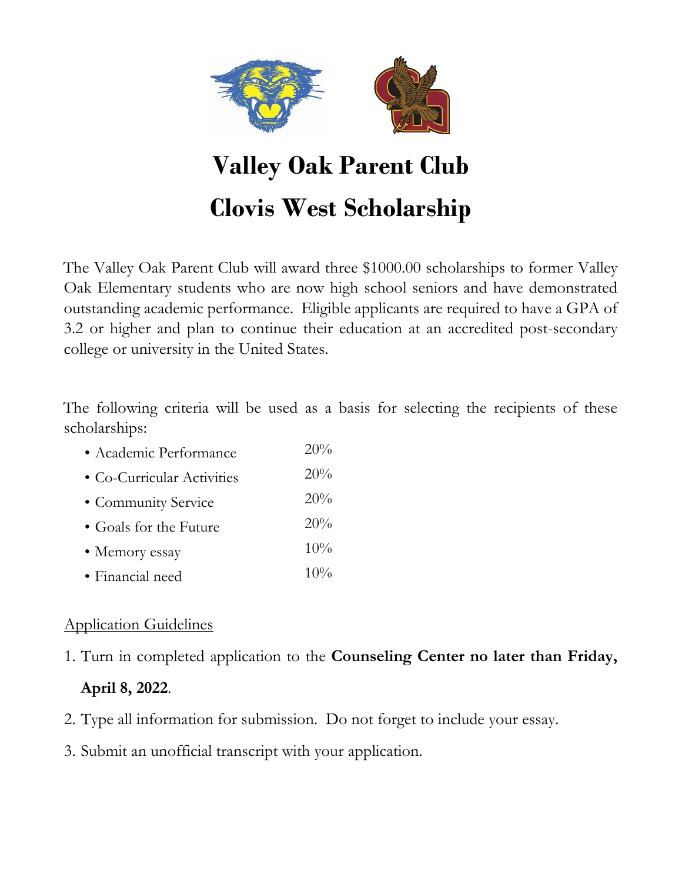# Valley Oak Parent Club

# Clovis West Scholarship

The Valley Oak Parent Club will award three $1000.00 scholarships to former Valley Oak Elementary students who are now high school seniors and have demonstrated outstanding academic performance. Eligible applicants are required to have a GPA of 3.2 or higher and plan to continue their education at an accredited post-secondary college or university in the United States.

The following criteria will be used as a basis for selecting the recipients of these scholarships:

- Academic Performance 20%
- Co-Curricular Activities 20%
- Community Service 20%
- Goals for the Future 20%
- Memory essay 10%
- Financial need 10%

Application Guidelines

1. Turn in completed application to the **Counseling Center no later than Friday, April 8, 2022**.
2. Type all information for submission. Do not forget to include your essay.
3. Submit an unofficial transcript with your application.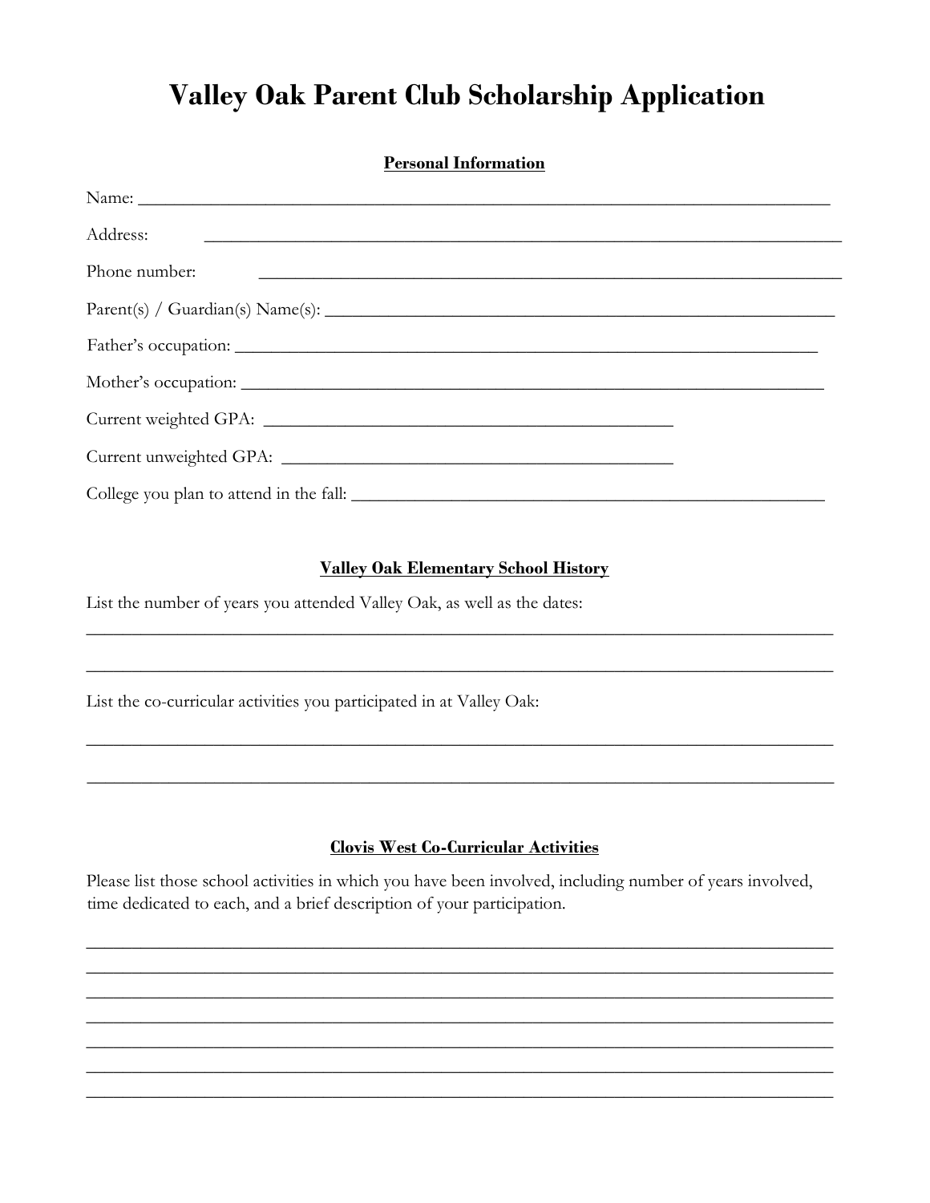# Valley Oak Parent Club Scholarship Application

## Personal Information

Name: ______________________________________________________________________________

Address: ______________________________________________________________________________

Phone number: ______________________________________________________________________

Parent(s) / Guardian(s) Name(s): _______________________________________________________

Father's occupation: _________________________________________________________________

Mother's occupation: _________________________________________________________________

Current weighted GPA: _____________________________________________

Current unweighted GPA: ___________________________________________

College you plan to attend in the fall: ___________________________________________________

## Valley Oak Elementary School History

List the number of years you attended Valley Oak, as well as the dates:

_______________________________________________________________________________________

_______________________________________________________________________________________

List the co-curricular activities you participated in at Valley Oak:

_______________________________________________________________________________________

_______________________________________________________________________________________

## Clovis West Co-Curricular Activities

Please list those school activities in which you have been involved, including number of years involved, time dedicated to each, and a brief description of your participation.

_______________________________________________________________________________________

_______________________________________________________________________________________

_______________________________________________________________________________________

_______________________________________________________________________________________

_______________________________________________________________________________________

_______________________________________________________________________________________

_______________________________________________________________________________________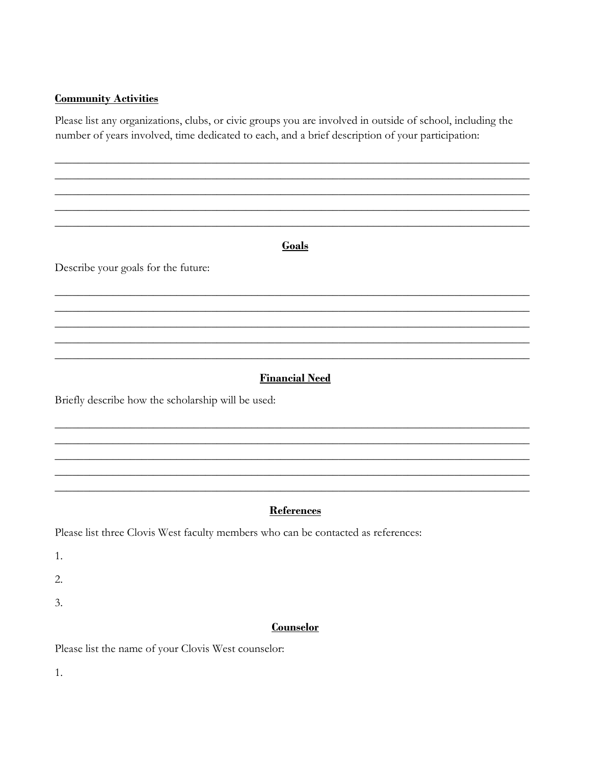**Community Activities**

Please list any organizations, clubs, or civic groups you are involved in outside of school, including the number of years involved, time dedicated to each, and a brief description of your participation:

______________________________________________________________________________
______________________________________________________________________________
______________________________________________________________________________
______________________________________________________________________________
______________________________________________________________________________

**Goals**

Describe your goals for the future:

______________________________________________________________________________
______________________________________________________________________________
______________________________________________________________________________
______________________________________________________________________________
______________________________________________________________________________

**Financial Need**

Briefly describe how the scholarship will be used:

______________________________________________________________________________
______________________________________________________________________________
______________________________________________________________________________
______________________________________________________________________________
______________________________________________________________________________

**References**

Please list three Clovis West faculty members who can be contacted as references:

1.

2.

3.

**Counselor**

Please list the name of your Clovis West counselor:

1.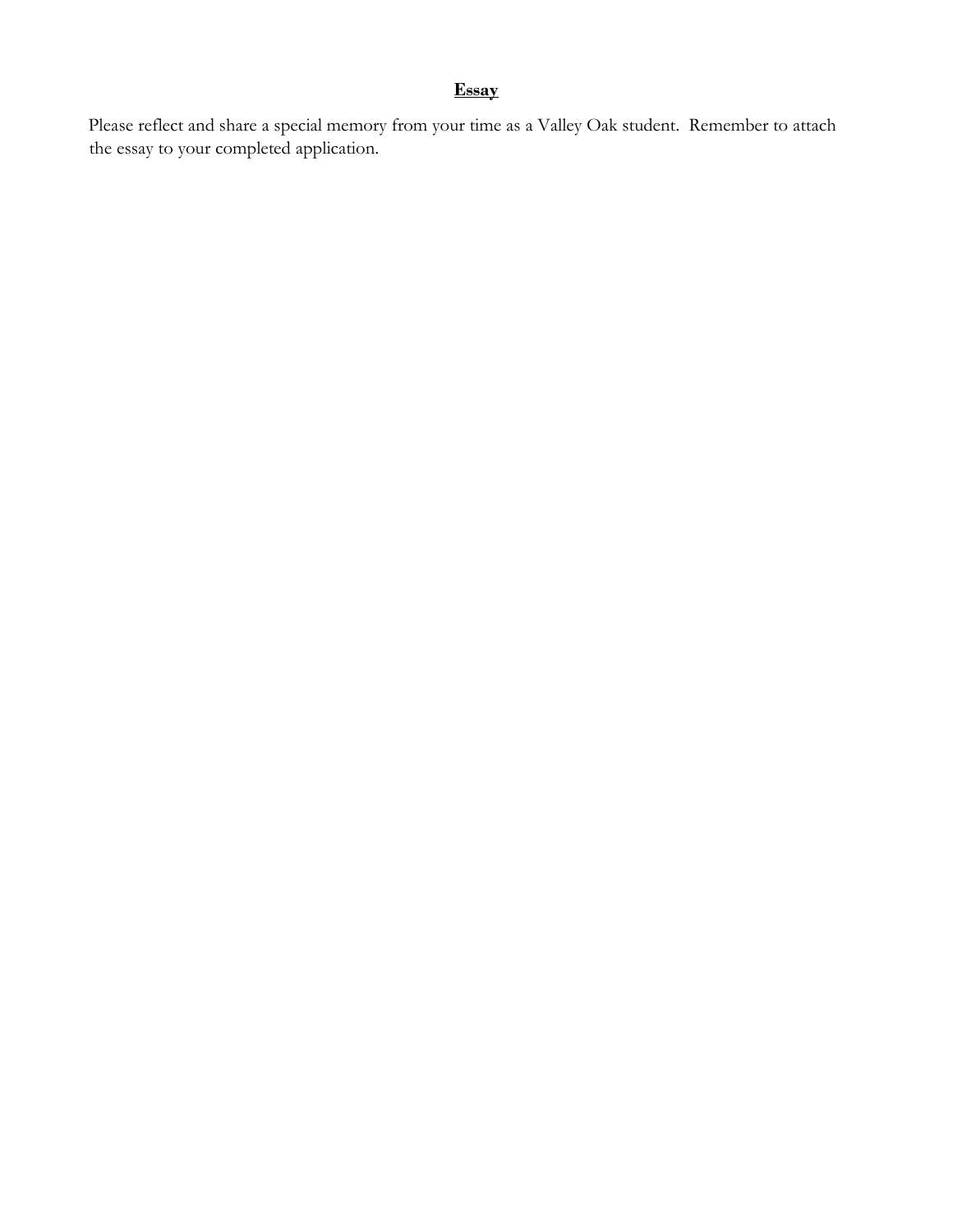## **Essay**

Please reflect and share a special memory from your time as a Valley Oak student. Remember to attach the essay to your completed application.